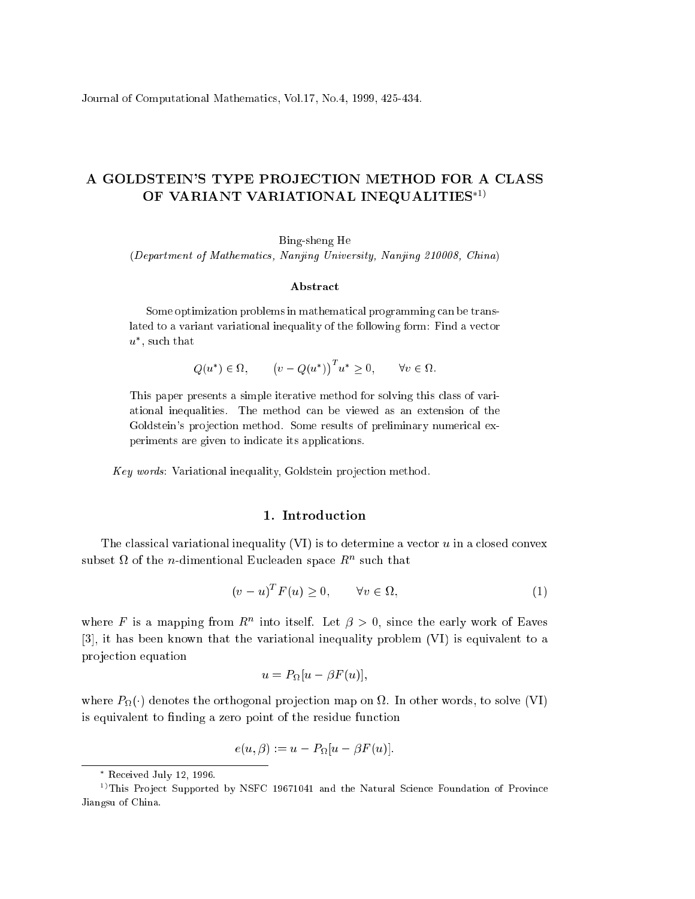# A GOLDSTEIN'S TYPE PROJECTION METHOD FOR A CLASS OF VARIANT VARIATIONAL INEQUALITIES[*1)]

Bing-sheng He

(*Department of Mathematics, Nanjing University, Nanjing 210008, China*)

### Abstract

Some optimization problems in mathematical programming can be translated to a variant variational inequality of the following form: Find a vector $u^*$, such that

$$Q(u^*) \in \Omega, \qquad (v - Q(u^*))^T u^* \geq 0, \qquad \forall v \in \Omega.$$

This paper presents a simple iterative method for solving this class of variational inequalities. The method can be viewed as an extension of the Goldstein's projection method. Some results of preliminary numerical experiments are given to indicate its applications.

*Key words*: Variational inequality, Goldstein projection method.

## 1. Introduction

The classical variational inequality (VI) is to determine a vector $u$ in a closed convex subset $\Omega$ of the $n$-dimentional Eucleaden space $R^n$ such that

$$(v - u)^T F(u) \geq 0, \qquad \forall v \in \Omega, \tag{1}$$

where $F$ is a mapping from $R^n$ into itself. Let $\beta > 0$, since the early work of Eaves [3], it has been known that the variational inequality problem (VI) is equivalent to a projection equation

$$u = P_\Omega[u - \beta F(u)],$$

where $P_\Omega(\cdot)$ denotes the orthogonal projection map on $\Omega$. In other words, to solve (VI) is equivalent to finding a zero point of the residue function

$$e(u, \beta) := u - P_\Omega[u - \beta F(u)].$$

---

[*] Received July 12, 1996.

[1)] This Project Supported by NSFC 19671041 and the Natural Science Foundation of Province Jiangsu of China.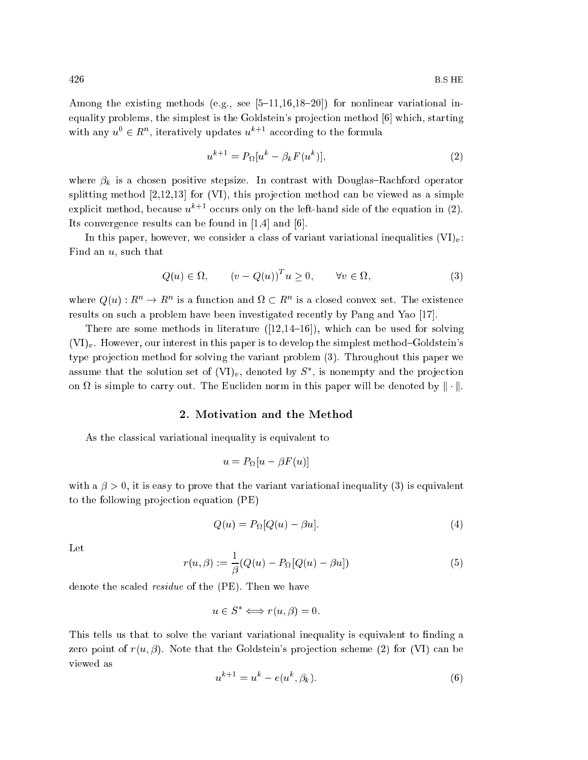Among the existing methods (e.g., see [5–11,16,18–20]) for nonlinear variational inequality problems, the simplest is the Goldstein's projection method [6] which, starting with any $u^0 \in R^n$, iteratively updates $u^{k+1}$ according to the formula

$$u^{k+1} = P_\Omega[u^k - \beta_k F(u^k)], \tag{2}$$

where $\beta_k$ is a chosen positive stepsize. In contrast with Douglas–Rachford operator splitting method [2,12,13] for (VI), this projection method can be viewed as a simple explicit method, because $u^{k+1}$ occurs only on the left-hand side of the equation in (2). Its convergence results can be found in [1,4] and [6].

In this paper, however, we consider a class of variant variational inequalities $(\mathrm{VI})_v$: Find an $u$, such that

$$Q(u) \in \Omega, \qquad (v - Q(u))^T u \geq 0, \qquad \forall v \in \Omega, \tag{3}$$

where $Q(u) : R^n \to R^n$ is a function and $\Omega \subset R^n$ is a closed convex set. The existence results on such a problem have been investigated recently by Pang and Yao [17].

There are some methods in literature ([12,14–16]), which can be used for solving $(\mathrm{VI})_v$. However, our interest in this paper is to develop the simplest method–Goldstein's type projection method for solving the variant problem (3). Throughout this paper we assume that the solution set of $(\mathrm{VI})_v$, denoted by $S^*$, is nonempty and the projection on $\Omega$ is simple to carry out. The Eucliden norm in this paper will be denoted by $\|\cdot\|$.

## 2. Motivation and the Method

As the classical variational inequality is equivalent to

$$u = P_\Omega[u - \beta F(u)]$$

with a $\beta > 0$, it is easy to prove that the variant variational inequality (3) is equivalent to the following projection equation (PE)

$$Q(u) = P_\Omega[Q(u) - \beta u]. \tag{4}$$

Let

$$r(u, \beta) := \frac{1}{\beta}(Q(u) - P_\Omega[Q(u) - \beta u]) \tag{5}$$

denote the scaled *residue* of the (PE). Then we have

$$u \in S^* \Longleftrightarrow r(u, \beta) = 0.$$

This tells us that to solve the variant variational inequality is equivalent to finding a zero point of $r(u, \beta)$. Note that the Goldstein's projection scheme (2) for (VI) can be viewed as

$$u^{k+1} = u^k - e(u^k, \beta_k). \tag{6}$$